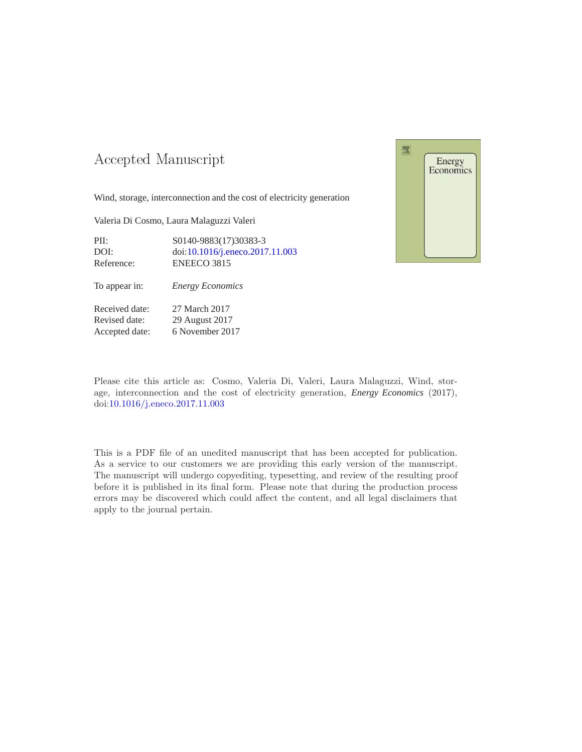# Accepted Manuscript

Wind, storage, interconnection and the cost of electricity generation

Valeria Di Cosmo, Laura Malaguzzi Valeri

| | |
|---|---|
| PII: | S0140-9883(17)30383-3 |
| DOI: | doi:10.1016/j.eneco.2017.11.003 |
| Reference: | ENEECO 3815 |

To appear in: *Energy Economics*

| | |
|---|---|
| Received date: | 27 March 2017 |
| Revised date: | 29 August 2017 |
| Accepted date: | 6 November 2017 |

Please cite this article as: Cosmo, Valeria Di, Valeri, Laura Malaguzzi, Wind, storage, interconnection and the cost of electricity generation, *Energy Economics* (2017), doi:10.1016/j.eneco.2017.11.003

This is a PDF file of an unedited manuscript that has been accepted for publication. As a service to our customers we are providing this early version of the manuscript. The manuscript will undergo copyediting, typesetting, and review of the resulting proof before it is published in its final form. Please note that during the production process errors may be discovered which could affect the content, and all legal disclaimers that apply to the journal pertain.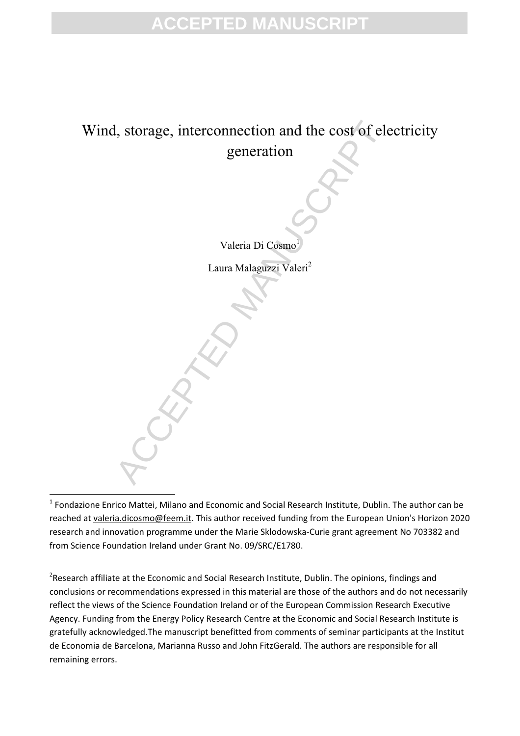# Wind, storage, interconnection and the cost of electricity generation

Valeria Di Cosmo[1]

Laura Malaguzzi Valeri[2]

---

[1] Fondazione Enrico Mattei, Milano and Economic and Social Research Institute, Dublin. The author can be reached at valeria.dicosmo@feem.it. This author received funding from the European Union's Horizon 2020 research and innovation programme under the Marie Sklodowska-Curie grant agreement No 703382 and from Science Foundation Ireland under Grant No. 09/SRC/E1780.

[2] Research affiliate at the Economic and Social Research Institute, Dublin. The opinions, findings and conclusions or recommendations expressed in this material are those of the authors and do not necessarily reflect the views of the Science Foundation Ireland or of the European Commission Research Executive Agency. Funding from the Energy Policy Research Centre at the Economic and Social Research Institute is gratefully acknowledged.The manuscript benefitted from comments of seminar participants at the Institut de Economia de Barcelona, Marianna Russo and John FitzGerald. The authors are responsible for all remaining errors.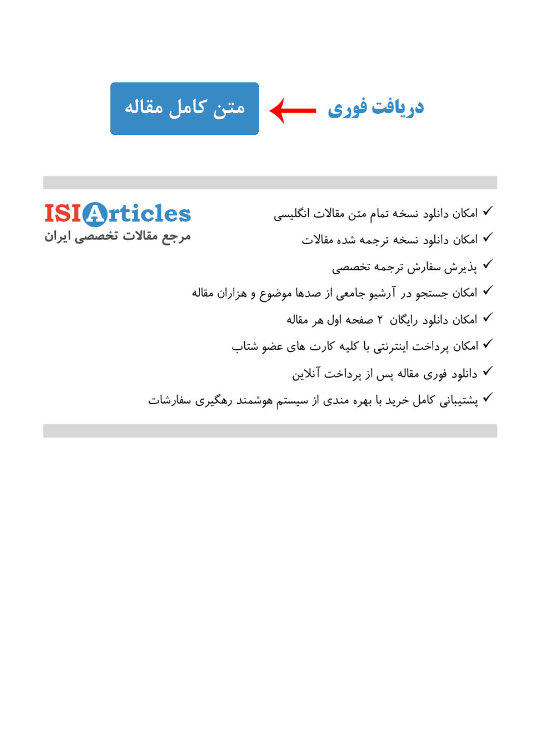دریافت فوری ← متن کامل مقاله

**ISIArticles**
مرجع مقالات تخصصی ایران

- ✓ امکان دانلود نسخه تمام متن مقالات انگلیسی
- ✓ امکان دانلود نسخه ترجمه شده مقالات
- ✓ پذیرش سفارش ترجمه تخصصی
- ✓ امکان جستجو در آرشیو جامعی از صدها موضوع و هزاران مقاله
- ✓ امکان دانلود رایگان ۲ صفحه اول هر مقاله
- ✓ امکان پرداخت اینترنتی با کلیه کارت های عضو شتاب
- ✓ دانلود فوری مقاله پس از پرداخت آنلاین
- ✓ پشتیبانی کامل خرید با بهره مندی از سیستم هوشمند رهگیری سفارشات